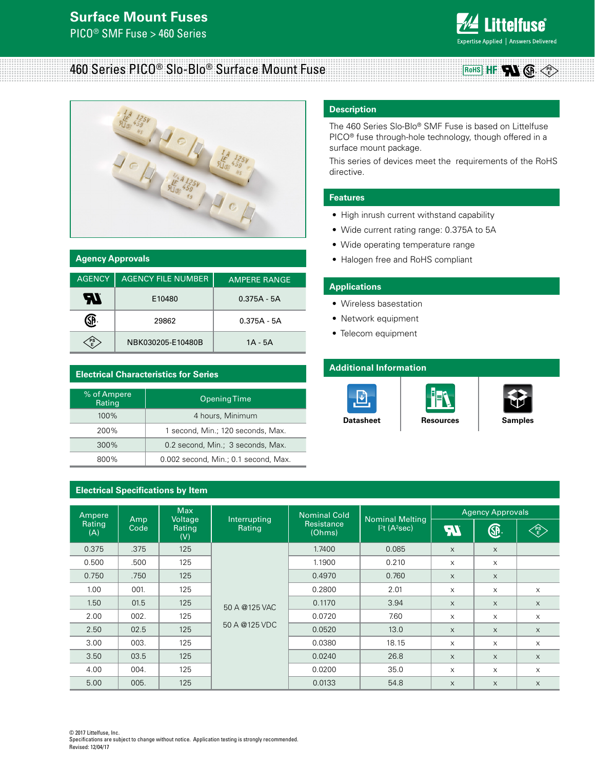# Surface Mount Fuses

PICO® SMF Fuse > 460 Series

## 460 Series PICO® Slo-Blo® Surface Mount Fuse

RoHS HF

### Description

The 460 Series Slo-Blo® SMF Fuse is based on Littelfuse PICO® fuse through-hole technology, though offered in a surface mount package.

This series of devices meet the requirements of the RoHS directive.

### Features

- High inrush current withstand capability
- Wide current rating range: 0.375A to 5A
- Wide operating temperature range
- Halogen free and RoHS compliant

### Applications

- Wireless basestation
- Network equipment
- Telecom equipment

### Additional Information

Datasheet | Resources | Samples

### Agency Approvals

| AGENCY | AGENCY FILE NUMBER | AMPERE RANGE |
|---|---|---|
| UR | E10480 | 0.375A - 5A |
| CSA | 29862 | 0.375A - 5A |
| PSE | NBK030205-E10480B | 1A - 5A |

### Electrical Characteristics for Series

| % of Ampere Rating | Opening Time |
|---|---|
| 100% | 4 hours, Minimum |
| 200% | 1 second, Min.; 120 seconds, Max. |
| 300% | 0.2 second, Min.; 3 seconds, Max. |
| 800% | 0.002 second, Min.; 0.1 second, Max. |

### Electrical Specifications by Item

| Ampere Rating (A) | Amp Code | Max Voltage Rating (V) | Interrupting Rating | Nominal Cold Resistance (Ohms) | Nominal Melting $I^2t$ ($A^2sec$) | Agency Approvals | | |
|---|---|---|---|---|---|---|---|---|
| | | | | | | UR | CSA | PSE |
| 0.375 | .375 | 125 | 50 A @125 VAC<br>50 A @125 VDC | 1.7400 | 0.085 | x | x | |
| 0.500 | .500 | 125 | | 1.1900 | 0.210 | x | x | |
| 0.750 | .750 | 125 | | 0.4970 | 0.760 | x | x | |
| 1.00 | 001. | 125 | | 0.2800 | 2.01 | x | x | x |
| 1.50 | 01.5 | 125 | | 0.1170 | 3.94 | x | x | x |
| 2.00 | 002. | 125 | | 0.0720 | 7.60 | x | x | x |
| 2.50 | 02.5 | 125 | | 0.0520 | 13.0 | x | x | x |
| 3.00 | 003. | 125 | | 0.0380 | 18.15 | x | x | x |
| 3.50 | 03.5 | 125 | | 0.0240 | 26.8 | x | x | x |
| 4.00 | 004. | 125 | | 0.0200 | 35.0 | x | x | x |
| 5.00 | 005. | 125 | | 0.0133 | 54.8 | x | x | x |

© 2017 Littelfuse, Inc.
Specifications are subject to change without notice. Application testing is strongly recommended.
Revised: 12/04/17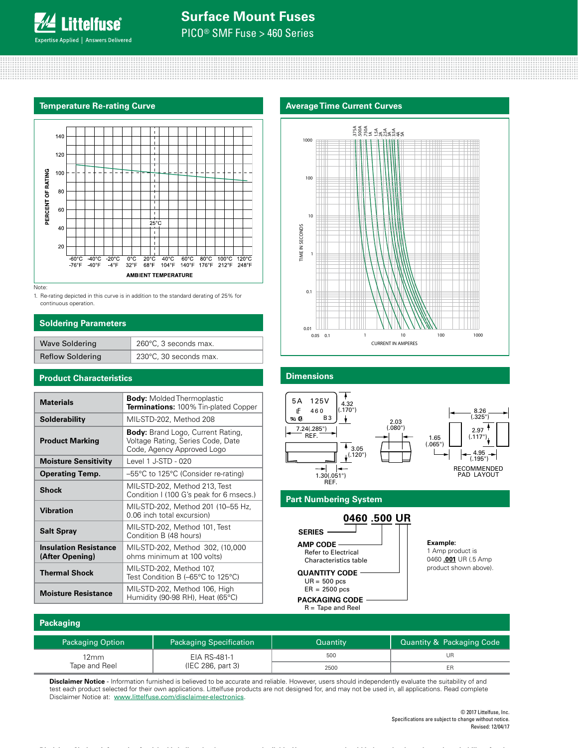## Temperature Re-rating Curve

PERCENT OF RATING

140
120
100
80
60
40
20

25°C

-60°C -76°F
-40°C -40°F
-20°C -4°F
0°C 32°F
20°C 68°F
40°C 104°F
60°C 140°F
80°C 176°F
100°C 212°F
120°C 248°F

AMBIENT TEMPERATURE

Note:

1. Re-rating depicted in this curve is in addition to the standard derating of 25% for continuous operation.

## Average Time Current Curves

375A 500A 750A 1A 1.5A 2A 2.5A 3A 3.5A 4A 5A

TIME IN SECONDS

1000
100
10
1
0.1
0.01

0.05 0.1 1 10 100 1000

CURRENT IN AMPERES

## Soldering Parameters

| | |
|---|---|
| Wave Soldering | 260°C, 3 seconds max. |
| Reflow Soldering | 230°C, 30 seconds max. |

## Product Characteristics

| | |
|---|---|
| **Materials** | **Body:** Molded Thermoplastic<br>**Terminations:** 100% Tin-plated Copper |
| **Solderability** | MIL-STD-202, Method 208 |
| **Product Marking** | **Body:** Brand Logo, Current Rating, Voltage Rating, Series Code, Date Code, Agency Approved Logo |
| **Moisture Sensitivity** | Level 1 J-STD - 020 |
| **Operating Temp.** | –55°C to 125°C (Consider re-rating) |
| **Shock** | MIL-STD-202, Method 213, Test Condition I (100 G's peak for 6 msecs.) |
| **Vibration** | MIL-STD-202, Method 201 (10–55 Hz, 0.06 inch total excursion) |
| **Salt Spray** | MIL-STD-202, Method 101, Test Condition B (48 hours) |
| **Insulation Resistance (After Opening)** | MIL-STD-202, Method 302, (10,000 ohms minimum at 100 volts) |
| **Thermal Shock** | MIL-STD-202, Method 107, Test Condition B (–65°C to 125°C) |
| **Moisture Resistance** | MIL-STD-202, Method 106, High Humidity (90-98 RH), Heat (65°C) |

## Dimensions

5A 125V
460
B3

4.32 (.170")
7.24(.285") REF.
3.05 (.120")
1.30(.051") REF.
2.03 (.080")
8.26 (.325")
2.97 (.117")
1.65 (.065")
4.95 (.195")

RECOMMENDED PAD LAYOUT

## Part Numbering System

**0460 .500 UR**

**SERIES**

**AMP CODE**
Refer to Electrical Characteristics table

**QUANTITY CODE**
UR = 500 pcs
ER = 2500 pcs

**PACKAGING CODE**
R = Tape and Reel

**Example:**
1 Amp product is 0460 **.001** UR (.5 Amp product shown above).

## Packaging

| Packaging Option | Packaging Specification | Quantity | Quantity & Packaging Code |
|---|---|---|---|
| 12mm Tape and Reel | EIA RS-481-1 (IEC 286, part 3) | 500 | UR |
| | | 2500 | ER |

**Disclaimer Notice** - Information furnished is believed to be accurate and reliable. However, users should independently evaluate the suitability of and test each product selected for their own applications. Littelfuse products are not designed for, and may not be used in, all applications. Read complete Disclaimer Notice at: www.littelfuse.com/disclaimer-electronics.

© 2017 Littelfuse, Inc.
Specifications are subject to change without notice.
Revised: 12/04/17